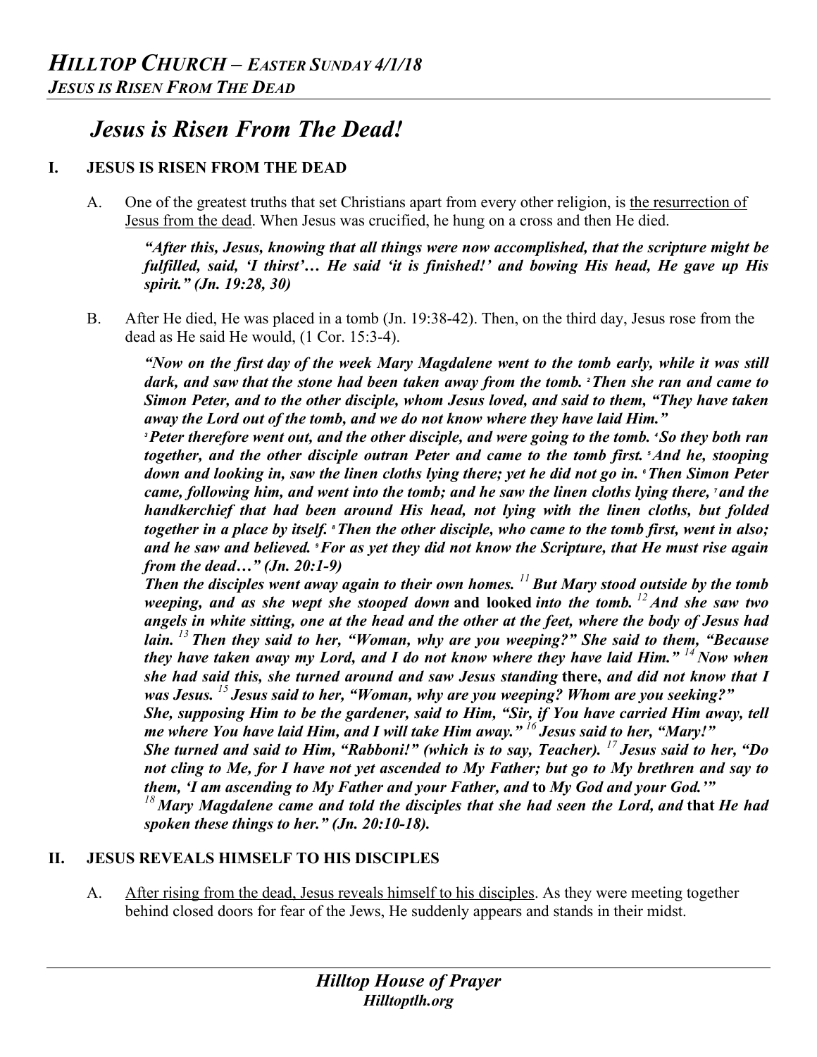# Jesus is Risen From The Dead!

## I. JESUS IS RISEN FROM THE DEAD

A. One of the greatest truths that set Christians apart from every other religion, is the resurrection of Jesus from the dead. When Jesus was crucified, he hung on a cross and then He died.

> ***"After this, Jesus, knowing that all things were now accomplished, that the scripture might be fulfilled, said, 'I thirst'… He said 'it is finished!' and bowing His head, He gave up His spirit." (Jn. 19:28, 30)***

B. After He died, He was placed in a tomb (Jn. 19:38-42). Then, on the third day, Jesus rose from the dead as He said He would, (1 Cor. 15:3-4).

> ***"Now on the first day of the week Mary Magdalene went to the tomb early, while it was still dark, and saw that the stone had been taken away from the tomb. [2] Then she ran and came to Simon Peter, and to the other disciple, whom Jesus loved, and said to them, "They have taken away the Lord out of the tomb, and we do not know where they have laid Him."***
>
> ***[3] Peter therefore went out, and the other disciple, and were going to the tomb. [4] So they both ran together, and the other disciple outran Peter and came to the tomb first. [5] And he, stooping down and looking in, saw the linen cloths lying there; yet he did not go in. [6] Then Simon Peter came, following him, and went into the tomb; and he saw the linen cloths lying there, [7] and the handkerchief that had been around His head, not lying with the linen cloths, but folded together in a place by itself. [8] Then the other disciple, who came to the tomb first, went in also; and he saw and believed. [9] For as yet they did not know the Scripture, that He must rise again from the dead…" (Jn. 20:1-9)***
>
> ***Then the disciples went away again to their own homes. [11] But Mary stood outside by the tomb weeping, and as she wept she stooped down* and looked *into the tomb. [12] And she saw two angels in white sitting, one at the head and the other at the feet, where the body of Jesus had lain. [13] Then they said to her, "Woman, why are you weeping?" She said to them, "Because they have taken away my Lord, and I do not know where they have laid Him." [14] Now when she had said this, she turned around and saw Jesus standing* there, *and did not know that I was Jesus. [15] Jesus said to her, "Woman, why are you weeping? Whom are you seeking?"***
>
> ***She, supposing Him to be the gardener, said to Him, "Sir, if You have carried Him away, tell me where You have laid Him, and I will take Him away." [16] Jesus said to her, "Mary!"***
>
> ***She turned and said to Him, "Rabboni!" (which is to say, Teacher). [17] Jesus said to her, "Do not cling to Me, for I have not yet ascended to My Father; but go to My brethren and say to them, 'I am ascending to My Father and your Father, and* to *My God and your God.'"***
>
> ***[18] Mary Magdalene came and told the disciples that she had seen the Lord, and* that *He had spoken these things to her." (Jn. 20:10-18).***

## II. JESUS REVEALS HIMSELF TO HIS DISCIPLES

A. After rising from the dead, Jesus reveals himself to his disciples. As they were meeting together behind closed doors for fear of the Jews, He suddenly appears and stands in their midst.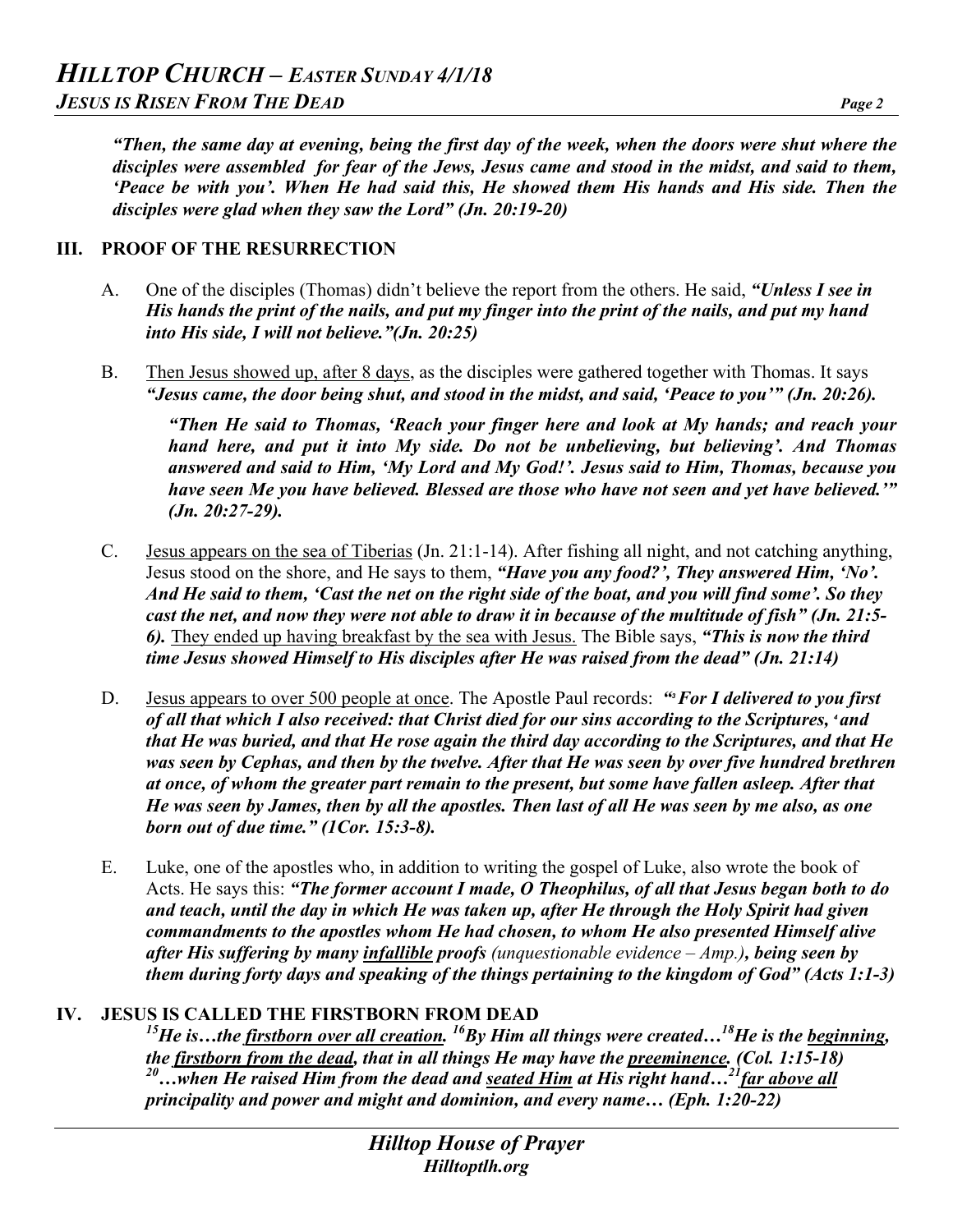*“Then, the same day at evening, being the first day of the week, when the doors were shut where the disciples were assembled for fear of the Jews, Jesus came and stood in the midst, and said to them, ‘Peace be with you’. When He had said this, He showed them His hands and His side. Then the disciples were glad when they saw the Lord” (Jn. 20:19-20)*

## III. PROOF OF THE RESURRECTION

A. One of the disciples (Thomas) didn’t believe the report from the others. He said, ***“Unless I see in His hands the print of the nails, and put my finger into the print of the nails, and put my hand into His side, I will not believe.”(Jn. 20:25)***

B. Then Jesus showed up, after 8 days, as the disciples were gathered together with Thomas. It says ***“Jesus came, the door being shut, and stood in the midst, and said, ‘Peace to you’” (Jn. 20:26).***

> ***“Then He said to Thomas, ‘Reach your finger here and look at My hands; and reach your hand here, and put it into My side. Do not be unbelieving, but believing’. And Thomas answered and said to Him, ‘My Lord and My God!’. Jesus said to Him, Thomas, because you have seen Me you have believed. Blessed are those who have not seen and yet have believed.’” (Jn. 20:27-29).***

C. Jesus appears on the sea of Tiberias (Jn. 21:1-14). After fishing all night, and not catching anything, Jesus stood on the shore, and He says to them, ***“Have you any food?’, They answered Him, ‘No’. And He said to them, ‘Cast the net on the right side of the boat, and you will find some’. So they cast the net, and now they were not able to draw it in because of the multitude of fish” (Jn. 21:5-6).*** They ended up having breakfast by the sea with Jesus. The Bible says, ***“This is now the third time Jesus showed Himself to His disciples after He was raised from the dead” (Jn. 21:14)***

D. Jesus appears to over 500 people at once. The Apostle Paul records: ***“For I delivered to you first of all that which I also received: that Christ died for our sins according to the Scriptures, and that He was buried, and that He rose again the third day according to the Scriptures, and that He was seen by Cephas, and then by the twelve. After that He was seen by over five hundred brethren at once, of whom the greater part remain to the present, but some have fallen asleep. After that He was seen by James, then by all the apostles. Then last of all He was seen by me also, as one born out of due time.” (1Cor. 15:3-8).***

E. Luke, one of the apostles who, in addition to writing the gospel of Luke, also wrote the book of Acts. He says this: ***“The former account I made, O Theophilus, of all that Jesus began both to do and teach, until the day in which He was taken up, after He through the Holy Spirit had given commandments to the apostles whom He had chosen, to whom He also presented Himself alive after His suffering by many infallible proofs*** *(unquestionable evidence – Amp.)*, ***being seen by them during forty days and speaking of the things pertaining to the kingdom of God” (Acts 1:1-3)***

## IV. JESUS IS CALLED THE FIRSTBORN FROM DEAD

***[15]He is…the firstborn over all creation. [16]By Him all things were created…[18]He is the beginning, the firstborn from the dead, that in all things He may have the preeminence. (Col. 1:15-18)***
***[20]…when He raised Him from the dead and seated Him at His right hand…[21]far above all principality and power and might and dominion, and every name… (Eph. 1:20-22)***

*Hilltop House of Prayer*
*Hilltoptlh.org*